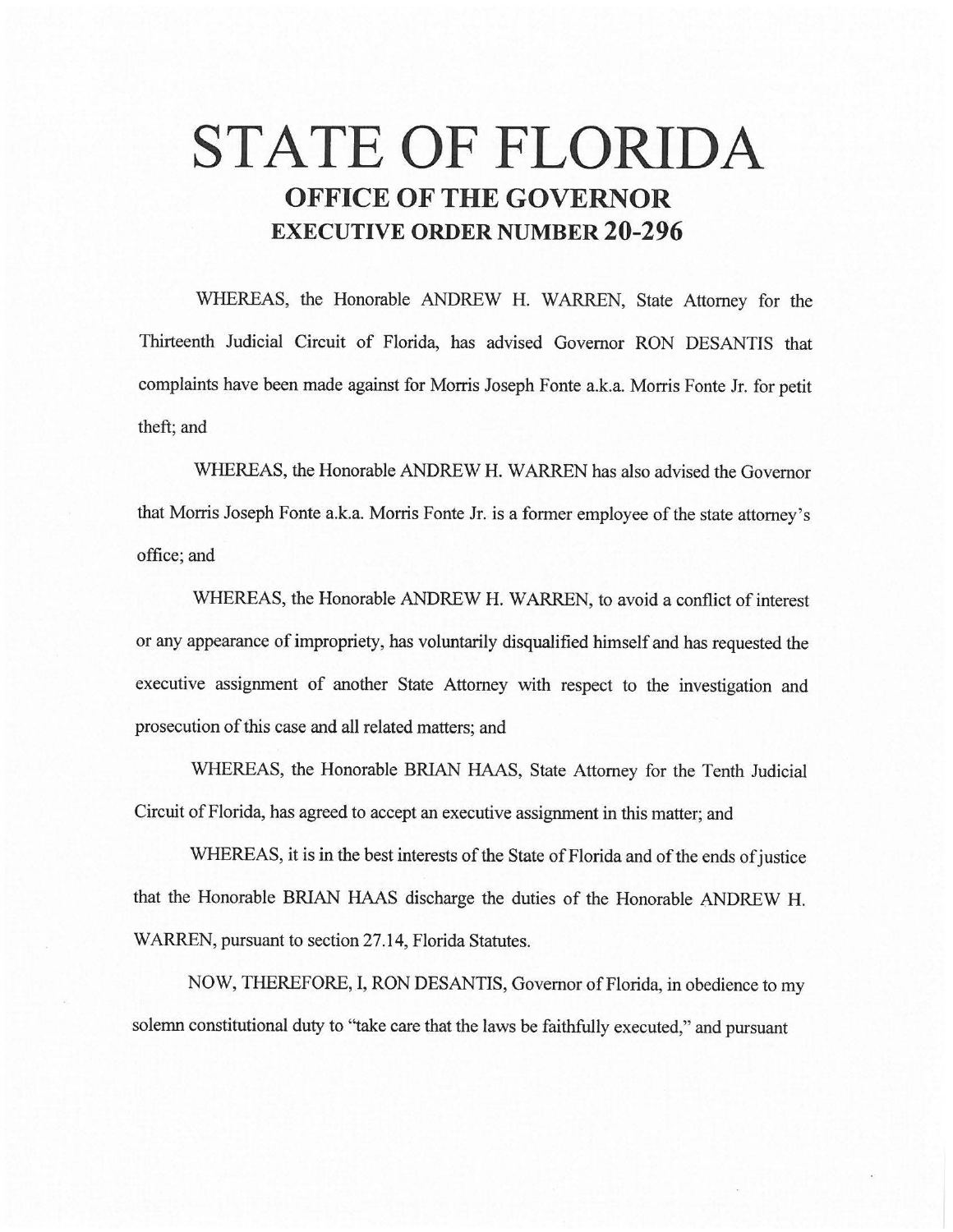# STATE OF FLORIDA
## OFFICE OF THE GOVERNOR
## EXECUTIVE ORDER NUMBER 20-296

WHEREAS, the Honorable ANDREW H. WARREN, State Attorney for the Thirteenth Judicial Circuit of Florida, has advised Governor RON DESANTIS that complaints have been made against for Morris Joseph Fonte a.k.a. Morris Fonte Jr. for petit theft; and

WHEREAS, the Honorable ANDREW H. WARREN has also advised the Governor that Morris Joseph Fonte a.k.a. Morris Fonte Jr. is a former employee of the state attorney's office; and

WHEREAS, the Honorable ANDREW H. WARREN, to avoid a conflict of interest or any appearance of impropriety, has voluntarily disqualified himself and has requested the executive assignment of another State Attorney with respect to the investigation and prosecution of this case and all related matters; and

WHEREAS, the Honorable BRIAN HAAS, State Attorney for the Tenth Judicial Circuit of Florida, has agreed to accept an executive assignment in this matter; and

WHEREAS, it is in the best interests of the State of Florida and of the ends of justice that the Honorable BRIAN HAAS discharge the duties of the Honorable ANDREW H. WARREN, pursuant to section 27.14, Florida Statutes.

NOW, THEREFORE, I, RON DESANTIS, Governor of Florida, in obedience to my solemn constitutional duty to "take care that the laws be faithfully executed," and pursuant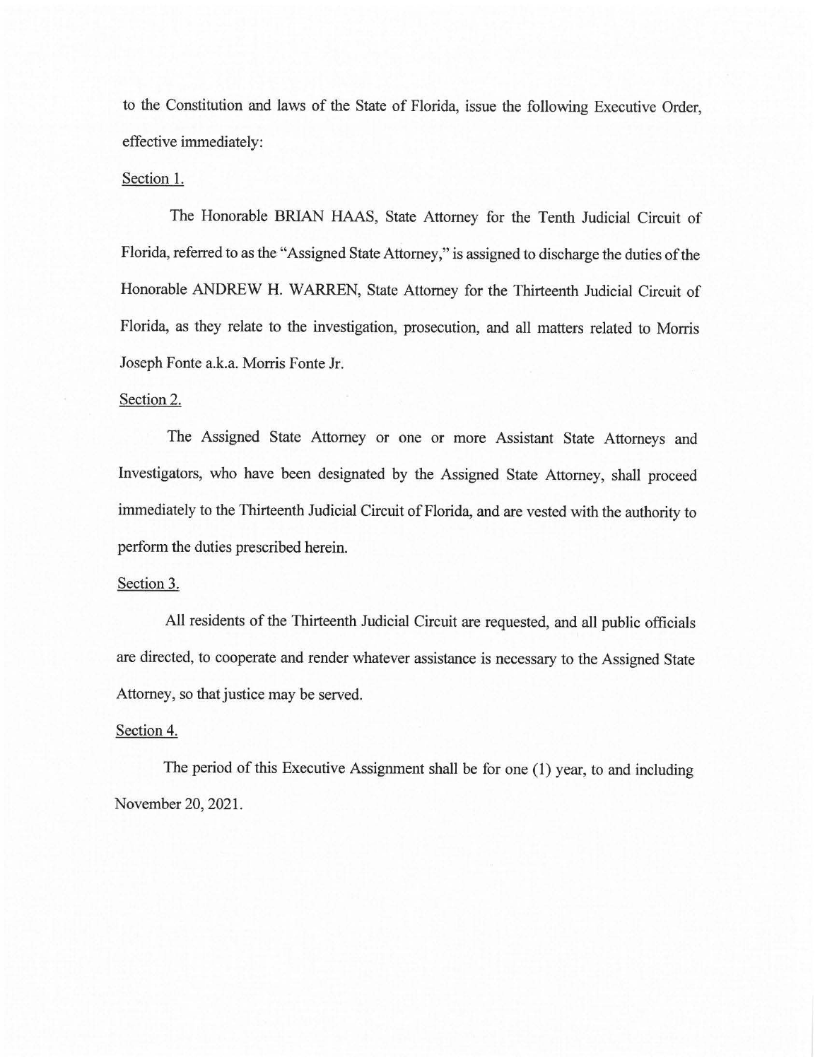to the Constitution and laws of the State of Florida, issue the following Executive Order, effective immediately:

Section 1.

The Honorable BRIAN HAAS, State Attorney for the Tenth Judicial Circuit of Florida, referred to as the "Assigned State Attorney," is assigned to discharge the duties of the Honorable ANDREW H. WARREN, State Attorney for the Thirteenth Judicial Circuit of Florida, as they relate to the investigation, prosecution, and all matters related to Morris Joseph Fonte a.k.a. Morris Fonte Jr.

Section 2.

The Assigned State Attorney or one or more Assistant State Attorneys and Investigators, who have been designated by the Assigned State Attorney, shall proceed immediately to the Thirteenth Judicial Circuit of Florida, and are vested with the authority to perform the duties prescribed herein.

Section 3.

All residents of the Thirteenth Judicial Circuit are requested, and all public officials are directed, to cooperate and render whatever assistance is necessary to the Assigned State Attorney, so that justice may be served.

Section 4.

The period of this Executive Assignment shall be for one (1) year, to and including November 20, 2021.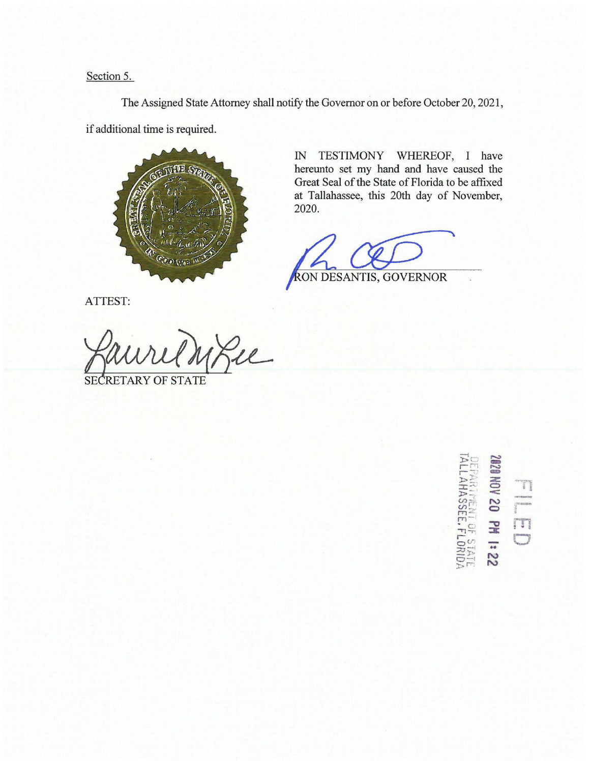Section 5.

The Assigned State Attorney shall notify the Governor on or before October 20, 2021, if additional time is required.

IN TESTIMONY WHEREOF, I have hereunto set my hand and have caused the Great Seal of the State of Florida to be affixed at Tallahassee, this 20th day of November, 2020.

RON DESANTIS, GOVERNOR

ATTEST:

SECRETARY OF STATE

FILED

2020 NOV 20 PM 1:22

DEPARTMENT OF STATE
TALLAHASSEE, FLORIDA